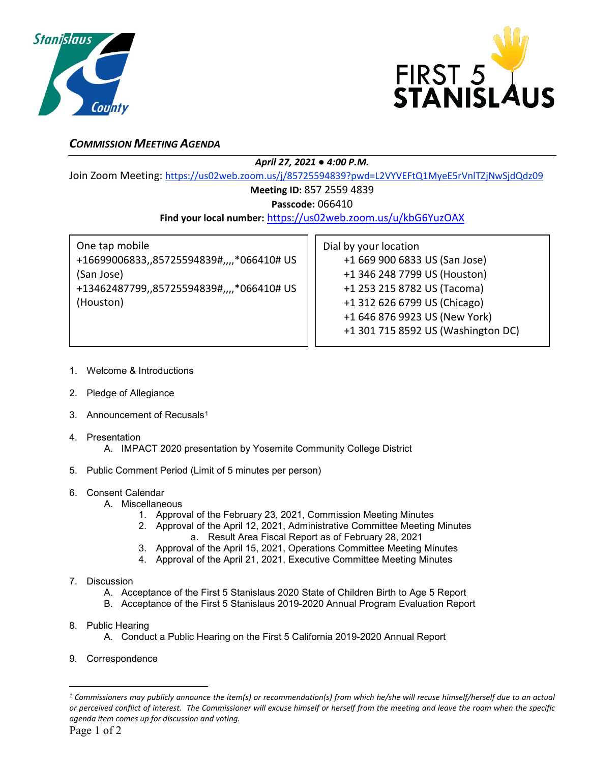## *COMMISSION MEETING AGENDA*

***April 27, 2021 ● 4:00 P.M.***

Join Zoom Meeting: https://us02web.zoom.us/j/85725594839?pwd=L2VYVEFtQ1MyeE5rVnlTZjNwSjdQdz09

**Meeting ID:** 857 2559 4839

**Passcode:** 066410

**Find your local number:** https://us02web.zoom.us/u/kbG6YuzOAX

One tap mobile
+16699006833,,85725594839#,,,,*066410# US (San Jose)
+13462487799,,85725594839#,,,,*066410# US (Houston)

Dial by your location
+1 669 900 6833 US (San Jose)
+1 346 248 7799 US (Houston)
+1 253 215 8782 US (Tacoma)
+1 312 626 6799 US (Chicago)
+1 646 876 9923 US (New York)
+1 301 715 8592 US (Washington DC)

1. Welcome & Introductions
2. Pledge of Allegiance
3. Announcement of Recusals[1]
4. Presentation
   - A. IMPACT 2020 presentation by Yosemite Community College District
5. Public Comment Period (Limit of 5 minutes per person)
6. Consent Calendar
   - A. Miscellaneous
     1. Approval of the February 23, 2021, Commission Meeting Minutes
     2. Approval of the April 12, 2021, Administrative Committee Meeting Minutes
        - a. Result Area Fiscal Report as of February 28, 2021
     3. Approval of the April 15, 2021, Operations Committee Meeting Minutes
     4. Approval of the April 21, 2021, Executive Committee Meeting Minutes
7. Discussion
   - A. Acceptance of the First 5 Stanislaus 2020 State of Children Birth to Age 5 Report
   - B. Acceptance of the First 5 Stanislaus 2019-2020 Annual Program Evaluation Report
8. Public Hearing
   - A. Conduct a Public Hearing on the First 5 California 2019-2020 Annual Report
9. Correspondence

---

*[1] Commissioners may publicly announce the item(s) or recommendation(s) from which he/she will recuse himself/herself due to an actual or perceived conflict of interest. The Commissioner will excuse himself or herself from the meeting and leave the room when the specific agenda item comes up for discussion and voting.*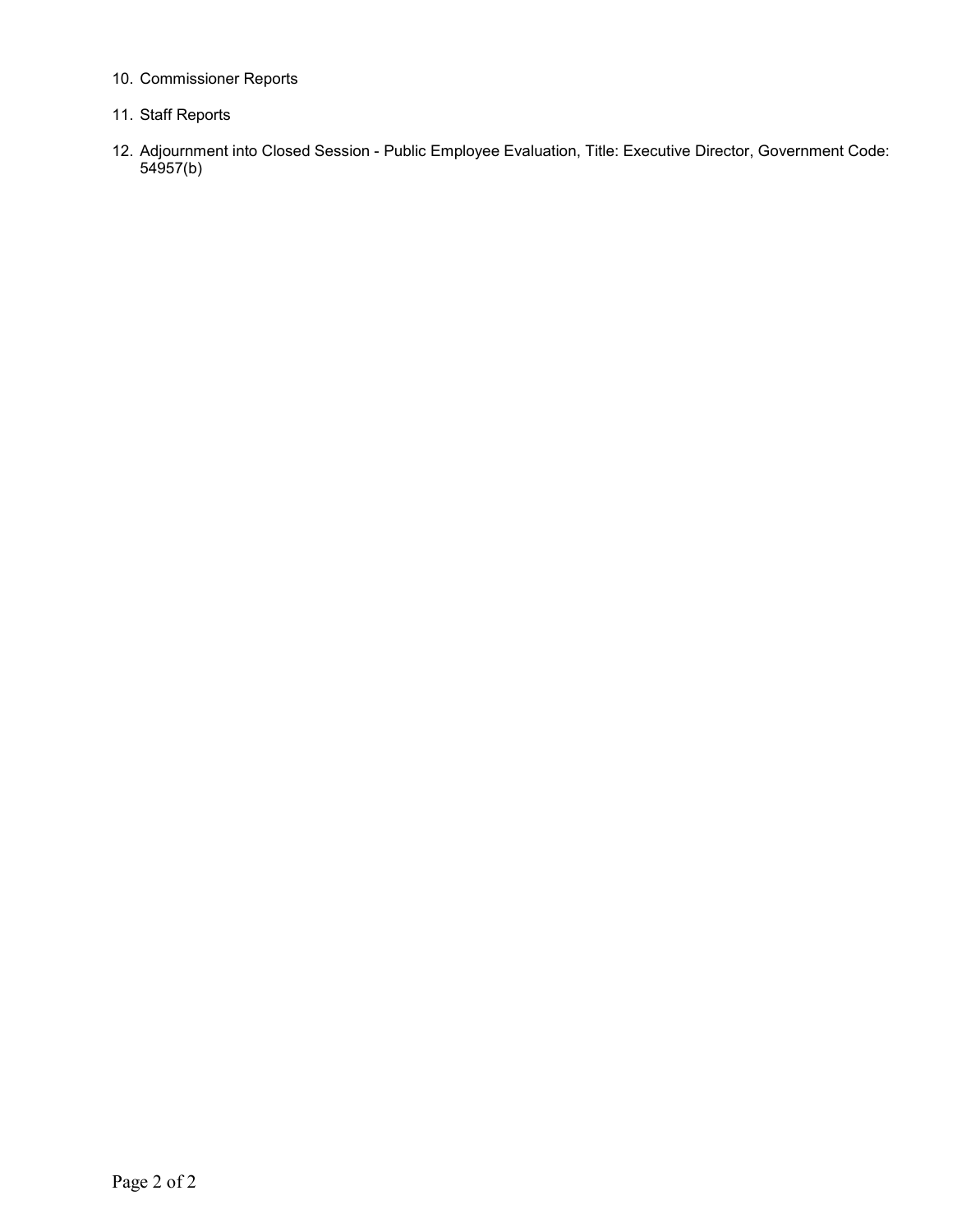10. Commissioner Reports
11. Staff Reports
12. Adjournment into Closed Session - Public Employee Evaluation, Title: Executive Director, Government Code: 54957(b)